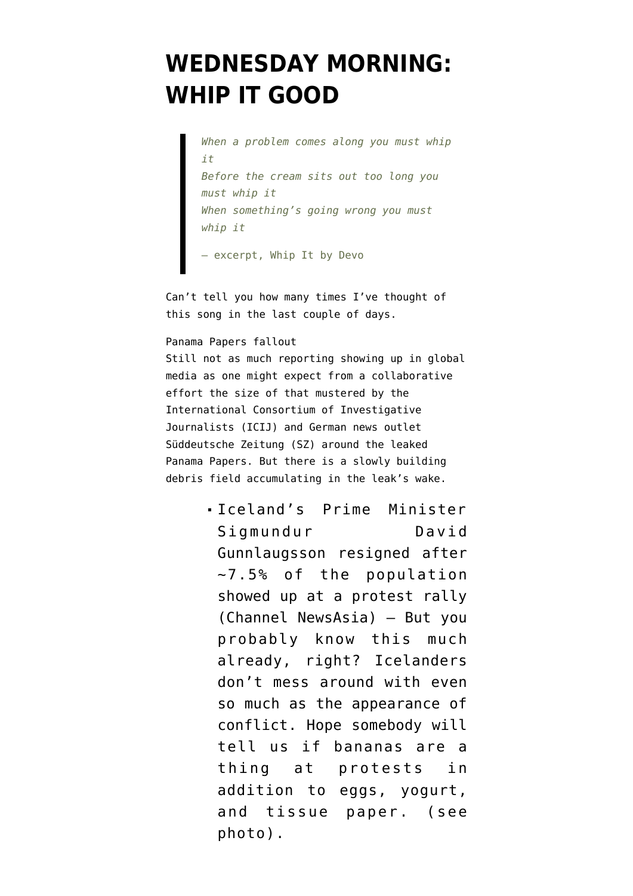# WEDNESDAY MORNING: WHIP IT GOOD

> *When a problem comes along you must whip it*
> *Before the cream sits out too long you must whip it*
> *When something's going wrong you must whip it*
>
> — excerpt, Whip It by Devo

Can't tell you how many times I've thought of this song in the last couple of days.

Panama Papers fallout
Still not as much reporting showing up in global media as one might expect from a collaborative effort the size of that mustered by the International Consortium of Investigative Journalists (ICIJ) and German news outlet Süddeutsche Zeitung (SZ) around the leaked Panama Papers. But there is a slowly building debris field accumulating in the leak's wake.

- Iceland's Prime Minister Sigmundur David Gunnlaugsson resigned after ~7.5% of the population showed up at a protest rally (Channel NewsAsia) — But you probably know this much already, right? Icelanders don't mess around with even so much as the appearance of conflict. Hope somebody will tell us if bananas are a thing at protests in addition to eggs, yogurt, and tissue paper. (see photo).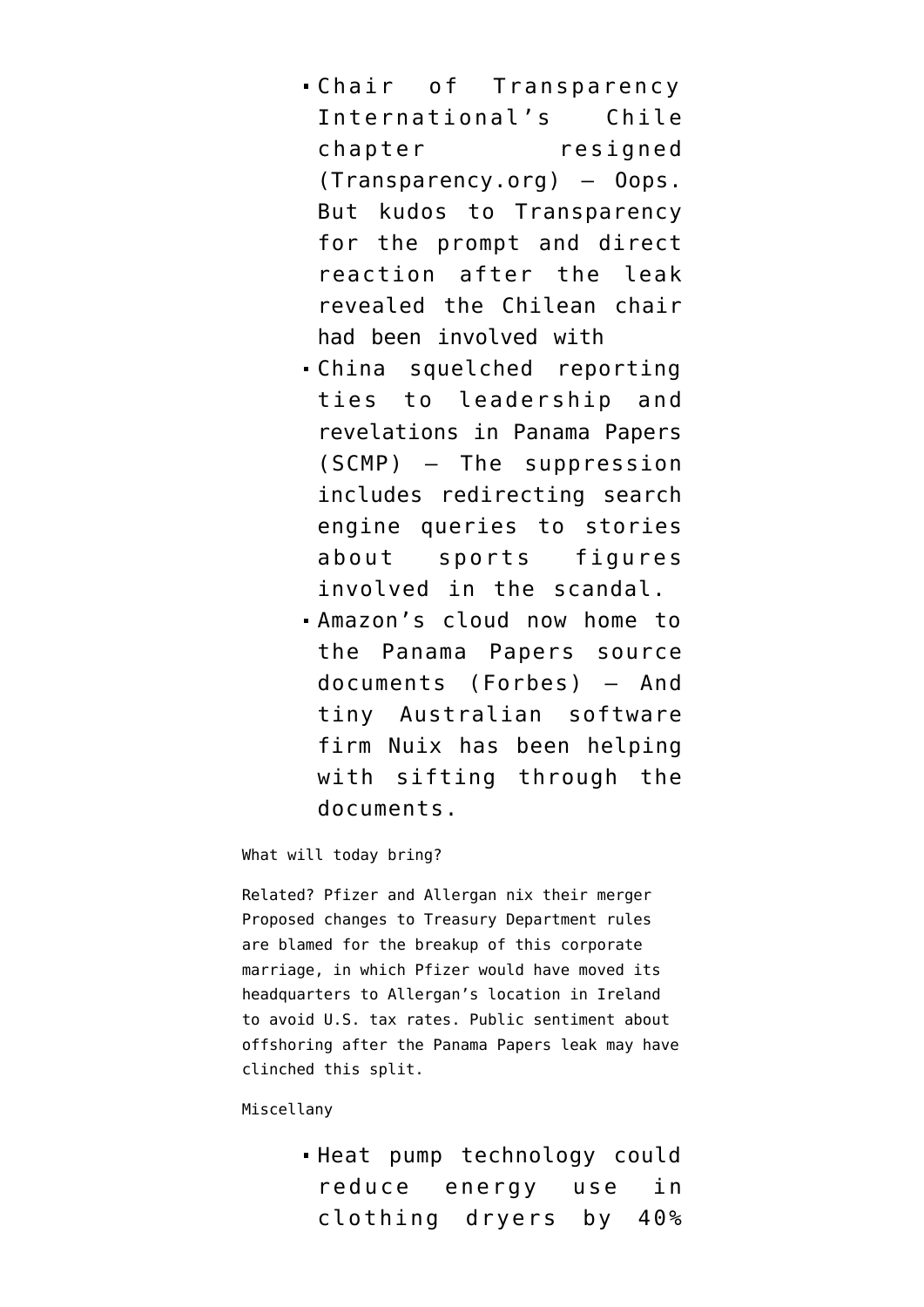- Chair of Transparency International's Chile chapter resigned (Transparency.org) — Oops. But kudos to Transparency for the prompt and direct reaction after the leak revealed the Chilean chair had been involved with
- China squelched reporting ties to leadership and revelations in Panama Papers (SCMP) — The suppression includes redirecting search engine queries to stories about sports figures involved in the scandal.
- Amazon's cloud now home to the Panama Papers source documents (Forbes) — And tiny Australian software firm Nuix has been helping with sifting through the documents.

What will today bring?

Related? Pfizer and Allergan nix their merger
Proposed changes to Treasury Department rules are blamed for the breakup of this corporate marriage, in which Pfizer would have moved its headquarters to Allergan's location in Ireland to avoid U.S. tax rates. Public sentiment about offshoring after the Panama Papers leak may have clinched this split.

Miscellany

- Heat pump technology could reduce energy use in clothing dryers by 40%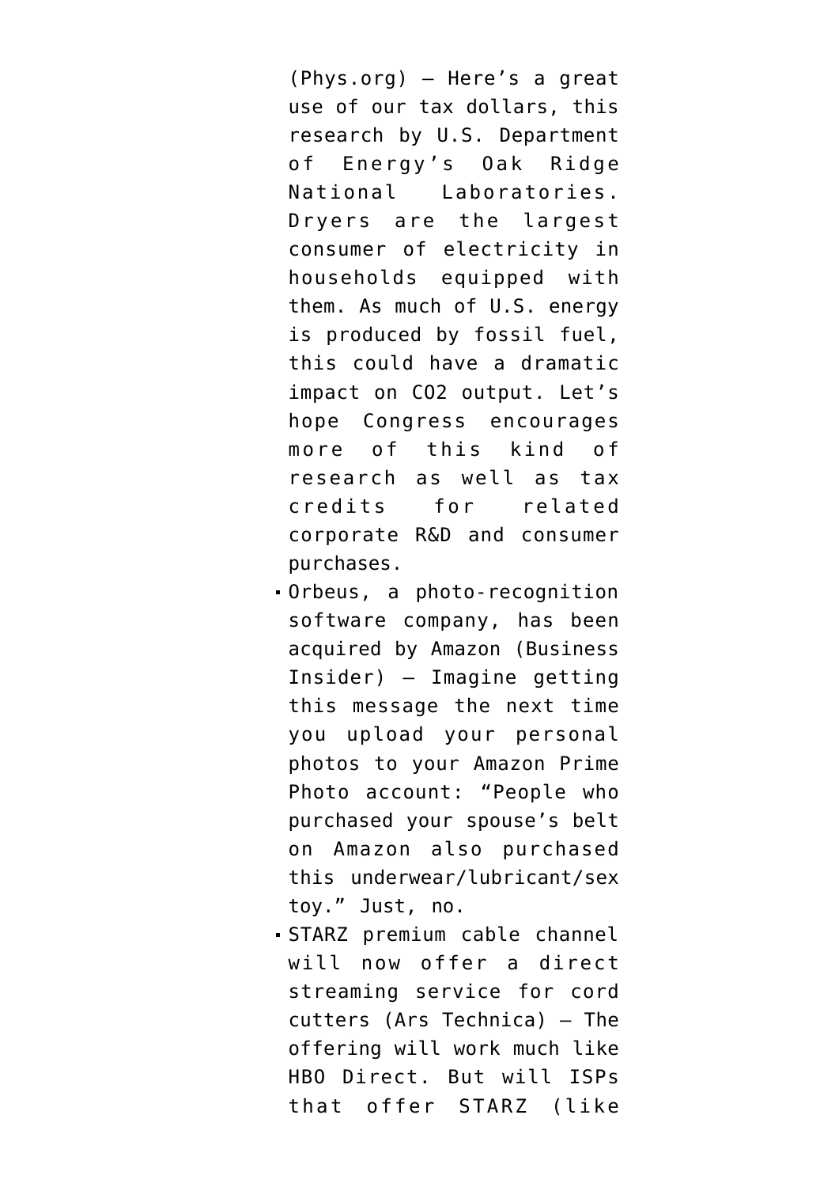(Phys.org) – Here's a great use of our tax dollars, this research by U.S. Department of Energy's Oak Ridge National Laboratories. Dryers are the largest consumer of electricity in households equipped with them. As much of U.S. energy is produced by fossil fuel, this could have a dramatic impact on $CO_2$ output. Let's hope Congress encourages more of this kind of research as well as tax credits for related corporate R&D and consumer purchases.

- Orbeus, a photo-recognition software company, has been acquired by Amazon (Business Insider) – Imagine getting this message the next time you upload your personal photos to your Amazon Prime Photo account: "People who purchased your spouse's belt on Amazon also purchased this underwear/lubricant/sex toy." Just, no.
- STARZ premium cable channel will now offer a direct streaming service for cord cutters (Ars Technica) – The offering will work much like HBO Direct. But will ISPs that offer STARZ (like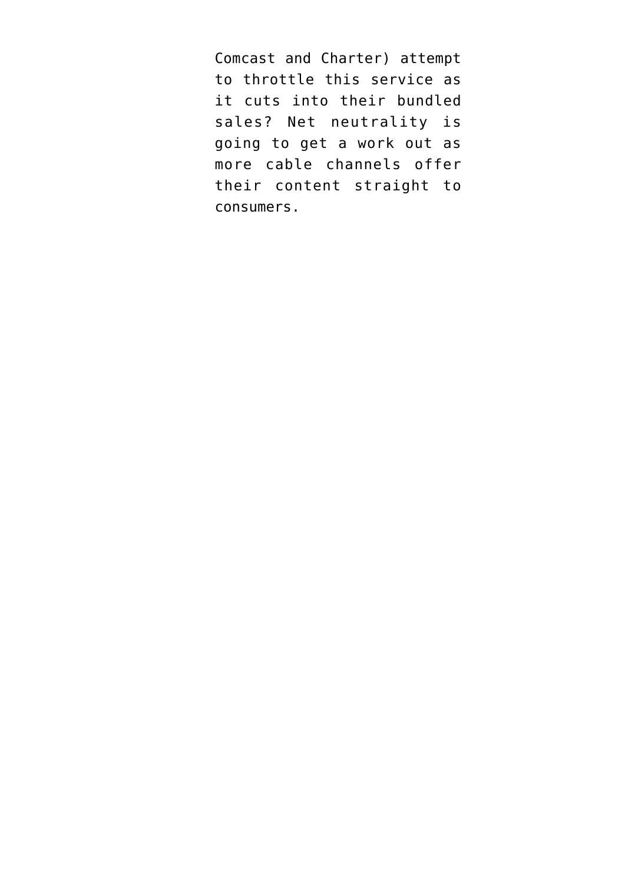Comcast and Charter) attempt to throttle this service as it cuts into their bundled sales? Net neutrality is going to get a work out as more cable channels offer their content straight to consumers.